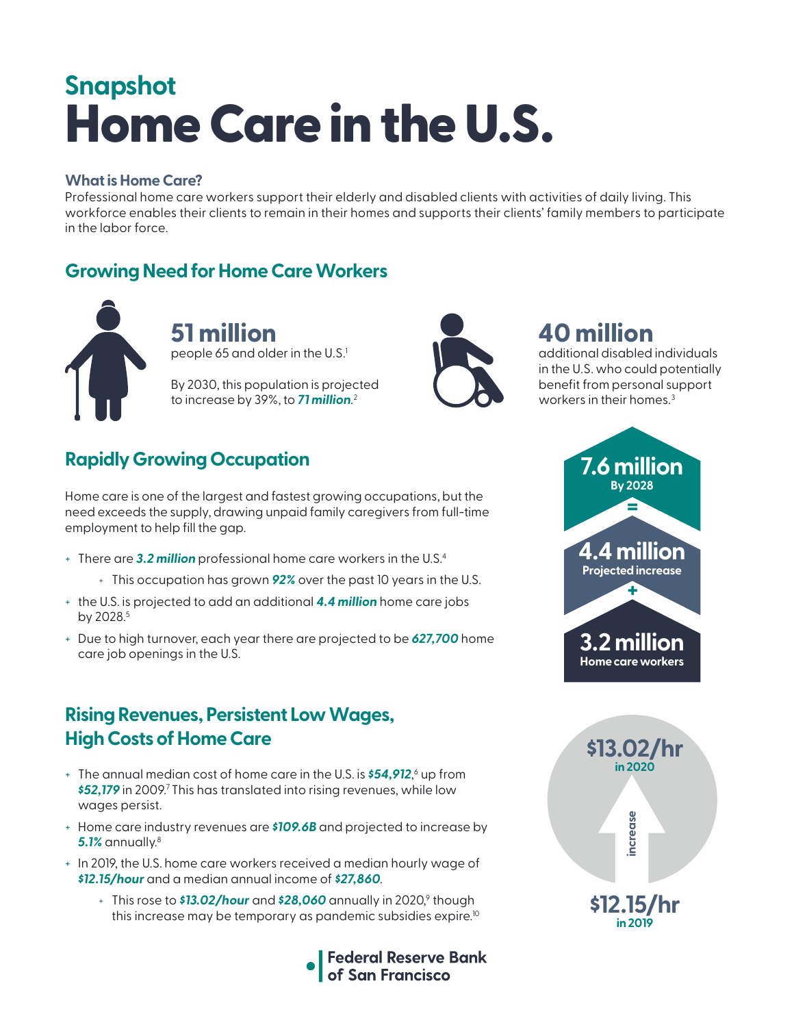## Snapshot

# Home Care in the U.S.

### What is Home Care?

Professional home care workers support their elderly and disabled clients with activities of daily living. This workforce enables their clients to remain in their homes and supports their clients' family members to participate in the labor force.

## Growing Need for Home Care Workers

**51 million**
people 65 and older in the U.S.[1]

By 2030, this population is projected to increase by 39%, to ***71 million***.[2]

**40 million**
additional disabled individuals in the U.S. who could potentially benefit from personal support workers in their homes.[3]

## Rapidly Growing Occupation

Home care is one of the largest and fastest growing occupations, but the need exceeds the supply, drawing unpaid family caregivers from full-time employment to help fill the gap.

- There are ***3.2 million*** professional home care workers in the U.S.[4]
  - This occupation has grown ***92%*** over the past 10 years in the U.S.
- the U.S. is projected to add an additional ***4.4 million*** home care jobs by 2028.[5]
- Due to high turnover, each year there are projected to be ***627,700*** home care job openings in the U.S.

**7.6 million**
By 2028

=

**4.4 million**
Projected increase

+

**3.2 million**
Home care workers

## Rising Revenues, Persistent Low Wages, High Costs of Home Care

- The annual median cost of home care in the U.S. is ***$54,912***,[6] up from ***$52,179*** in 2009.[7] This has translated into rising revenues, while low wages persist.
- Home care industry revenues are ***$109.6B*** and projected to increase by ***5.1%*** annually.[8]
- In 2019, the U.S. home care workers received a median hourly wage of ***$12.15/hour*** and a median annual income of ***$27,860***.
  - This rose to ***$13.02/hour*** and ***$28,060*** annually in 2020,[9] though this increase may be temporary as pandemic subsidies expire.[10]

**$13.02/hr**
in 2020

increase

**$12.15/hr**
in 2019

Federal Reserve Bank of San Francisco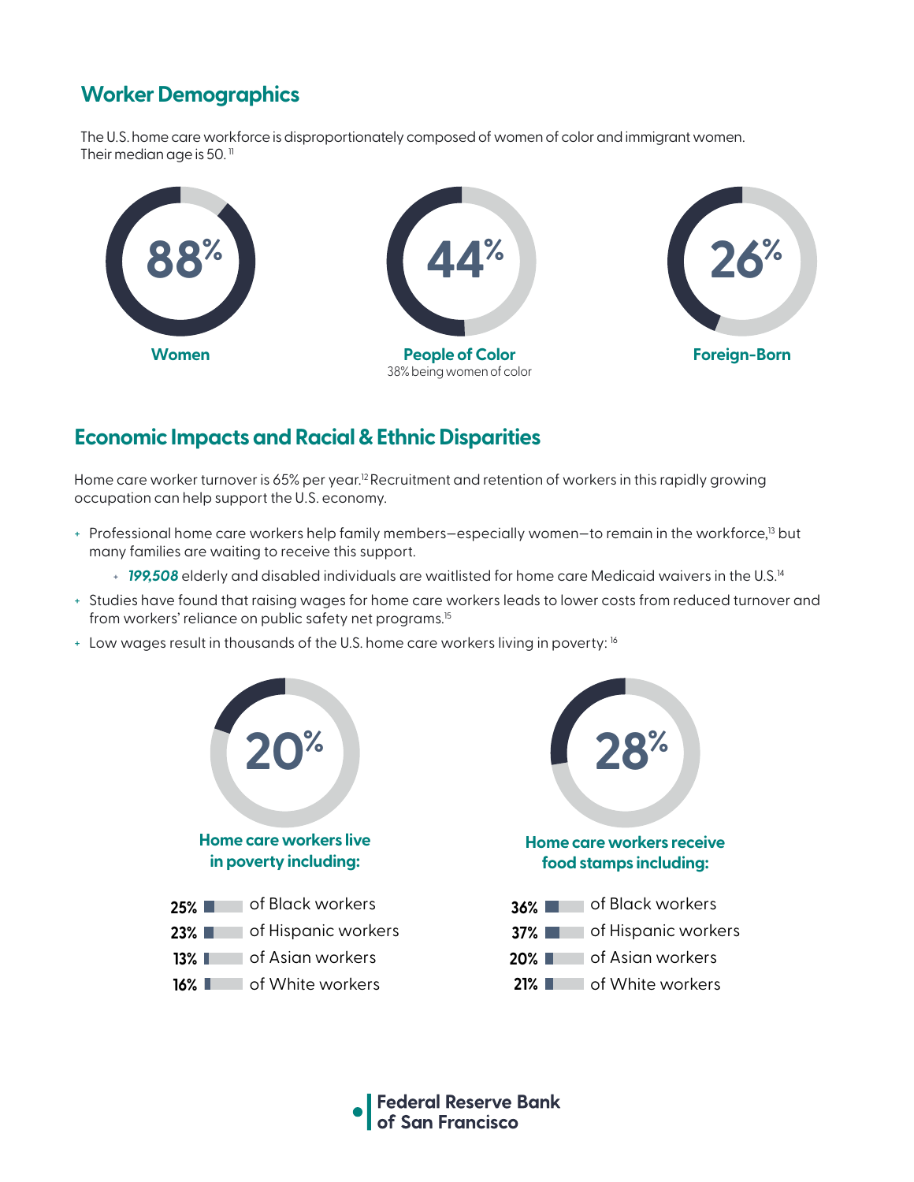## Worker Demographics

The U.S. home care workforce is disproportionately composed of women of color and immigrant women. Their median age is 50.[11]

**88%**
**Women**

**44%**
**People of Color**
38% being women of color

**26%**
**Foreign-Born**

## Economic Impacts and Racial & Ethnic Disparities

Home care worker turnover is 65% per year.[12] Recruitment and retention of workers in this rapidly growing occupation can help support the U.S. economy.

- Professional home care workers help family members—especially women—to remain in the workforce,[13] but many families are waiting to receive this support.
  - ***199,508*** elderly and disabled individuals are waitlisted for home care Medicaid waivers in the U.S.[14]
- Studies have found that raising wages for home care workers leads to lower costs from reduced turnover and from workers' reliance on public safety net programs.[15]
- Low wages result in thousands of the U.S. home care workers living in poverty: [16]

**20%**
**Home care workers live in poverty including:**

- **25%** of Black workers
- **23%** of Hispanic workers
- **13%** of Asian workers
- **16%** of White workers

**28%**
**Home care workers receive food stamps including:**

- **36%** of Black workers
- **37%** of Hispanic workers
- **20%** of Asian workers
- **21%** of White workers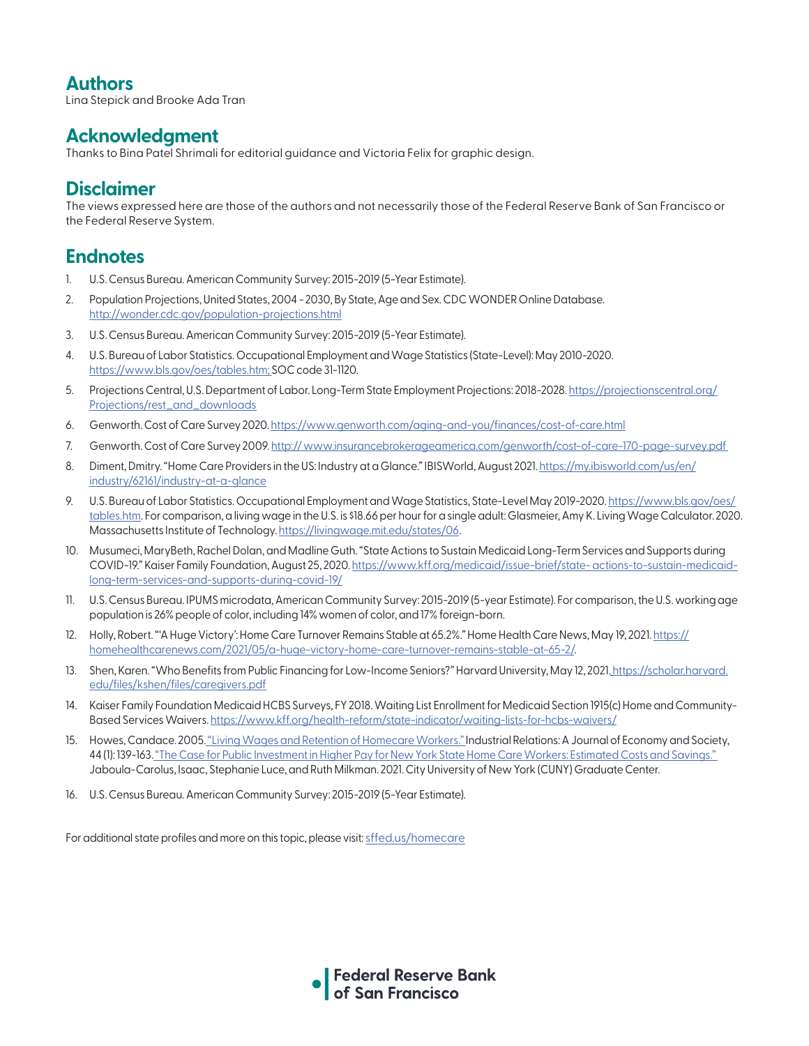## Authors

Lina Stepick and Brooke Ada Tran

## Acknowledgment

Thanks to Bina Patel Shrimali for editorial guidance and Victoria Felix for graphic design.

## Disclaimer

The views expressed here are those of the authors and not necessarily those of the Federal Reserve Bank of San Francisco or the Federal Reserve System.

## Endnotes

1. U.S. Census Bureau. American Community Survey: 2015-2019 (5-Year Estimate).
2. Population Projections, United States, 2004 - 2030, By State, Age and Sex. CDC WONDER Online Database. http://wonder.cdc.gov/population-projections.html
3. U.S. Census Bureau. American Community Survey: 2015-2019 (5-Year Estimate).
4. U.S. Bureau of Labor Statistics. Occupational Employment and Wage Statistics (State-Level): May 2010-2020. https://www.bls.gov/oes/tables.htm; SOC code 31-1120.
5. Projections Central, U.S. Department of Labor. Long-Term State Employment Projections: 2018-2028. https://projectionscentral.org/Projections/rest_and_downloads
6. Genworth. Cost of Care Survey 2020. https://www.genworth.com/aging-and-you/finances/cost-of-care.html
7. Genworth. Cost of Care Survey 2009. http:// www.insurancebrokerageamerica.com/genworth/cost-of-care-170-page-survey.pdf
8. Diment, Dmitry. "Home Care Providers in the US: Industry at a Glance." IBISWorld, August 2021. https://my.ibisworld.com/us/en/industry/62161/industry-at-a-glance
9. U.S. Bureau of Labor Statistics. Occupational Employment and Wage Statistics, State-Level May 2019-2020. https://www.bls.gov/oes/tables.htm. For comparison, a living wage in the U.S. is $18.66 per hour for a single adult: Glasmeier, Amy K. Living Wage Calculator. 2020. Massachusetts Institute of Technology. https://livingwage.mit.edu/states/06.
10. Musumeci, MaryBeth, Rachel Dolan, and Madline Guth. "State Actions to Sustain Medicaid Long-Term Services and Supports during COVID-19." Kaiser Family Foundation, August 25, 2020. https://www.kff.org/medicaid/issue-brief/state- actions-to-sustain-medicaid-long-term-services-and-supports-during-covid-19/
11. U.S. Census Bureau. IPUMS microdata, American Community Survey: 2015-2019 (5-year Estimate). For comparison, the U.S. working age population is 26% people of color, including 14% women of color, and 17% foreign-born.
12. Holly, Robert. "'A Huge Victory': Home Care Turnover Remains Stable at 65.2%." Home Health Care News, May 19, 2021. https://homehealthcarenews.com/2021/05/a-huge-victory-home-care-turnover-remains-stable-at-65-2/.
13. Shen, Karen. "Who Benefits from Public Financing for Low-Income Seniors?" Harvard University, May 12, 2021. https://scholar.harvard.edu/files/kshen/files/caregivers.pdf
14. Kaiser Family Foundation Medicaid HCBS Surveys, FY 2018. Waiting List Enrollment for Medicaid Section 1915(c) Home and Community-Based Services Waivers. https://www.kff.org/health-reform/state-indicator/waiting-lists-for-hcbs-waivers/
15. Howes, Candace. 2005. "Living Wages and Retention of Homecare Workers." Industrial Relations: A Journal of Economy and Society, 44 (1): 139-163. "The Case for Public Investment in Higher Pay for New York State Home Care Workers: Estimated Costs and Savings." Jaboula-Carolus, Isaac, Stephanie Luce, and Ruth Milkman. 2021. City University of New York (CUNY) Graduate Center.
16. U.S. Census Bureau. American Community Survey: 2015-2019 (5-Year Estimate).

For additional state profiles and more on this topic, please visit: sffed.us/homecare

Federal Reserve Bank of San Francisco